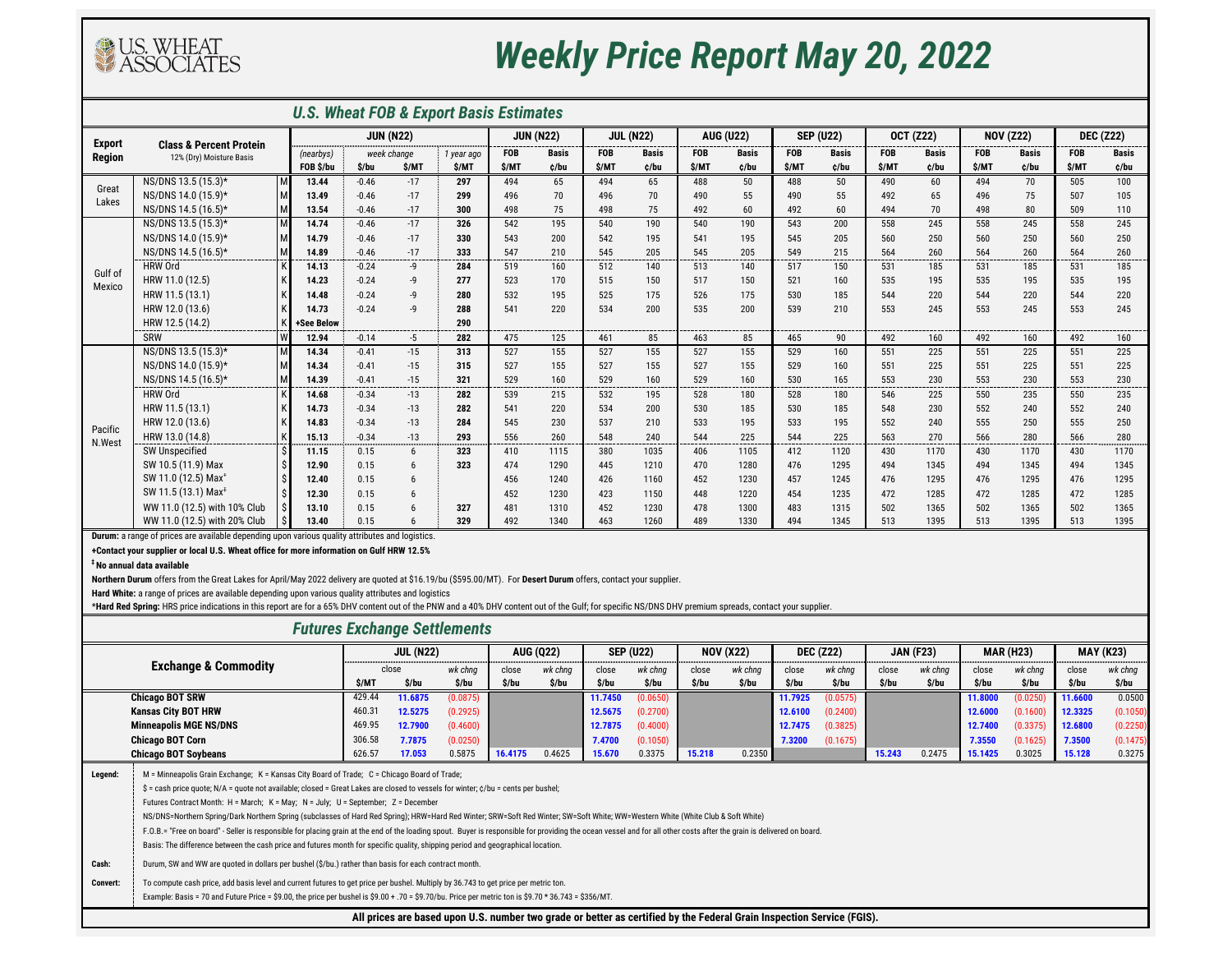# U.S. Wheat Associates

# Weekly Price Report May 20, 2022

## U.S. Wheat FOB & Export Basis Estimates

| Export Region | Class & Percent Protein 12% (Dry) Moisture Basis | | JUN (N22) (nearbys) FOB $/bu | JUN (N22) week change $/bu | JUN (N22) week change $/MT | JUN (N22) 1 year ago $/MT | JUN (N22) FOB $/MT | JUN (N22) Basis ¢/bu | JUL (N22) FOB $/MT | JUL (N22) Basis ¢/bu | AUG (U22) FOB $/MT | AUG (U22) Basis ¢/bu | SEP (U22) FOB $/MT | SEP (U22) Basis ¢/bu | OCT (Z22) FOB $/MT | OCT (Z22) Basis ¢/bu | NOV (Z22) FOB $/MT | NOV (Z22) Basis ¢/bu | DEC (Z22) FOB $/MT | DEC (Z22) Basis ¢/bu |
|---|---|---|---|---|---|---|---|---|---|---|---|---|---|---|---|---|---|---|---|---|
| Great Lakes | NS/DNS 13.5 (15.3)* | M | 13.44 | -0.46 | -17 | 297 | 494 | 65 | 494 | 65 | 488 | 50 | 488 | 50 | 490 | 60 | 494 | 70 | 505 | 100 |
| | NS/DNS 14.0 (15.9)* | M | 13.49 | -0.46 | -17 | 299 | 496 | 70 | 496 | 70 | 490 | 55 | 490 | 55 | 492 | 65 | 496 | 75 | 507 | 105 |
| | NS/DNS 14.5 (16.5)* | M | 13.54 | -0.46 | -17 | 300 | 498 | 75 | 498 | 75 | 492 | 60 | 492 | 60 | 494 | 70 | 498 | 80 | 509 | 110 |
| Gulf of Mexico | NS/DNS 13.5 (15.3)* | M | 14.74 | -0.46 | -17 | 326 | 542 | 195 | 540 | 190 | 540 | 190 | 543 | 200 | 558 | 245 | 558 | 245 | 558 | 245 |
| | NS/DNS 14.0 (15.9)* | M | 14.79 | -0.46 | -17 | 330 | 543 | 200 | 542 | 195 | 541 | 195 | 545 | 205 | 560 | 250 | 560 | 250 | 560 | 250 |
| | NS/DNS 14.5 (16.5)* | M | 14.89 | -0.46 | -17 | 333 | 547 | 210 | 545 | 205 | 545 | 205 | 549 | 215 | 564 | 260 | 564 | 260 | 564 | 260 |
| | HRW Ord | K | 14.13 | -0.24 | -9 | 284 | 519 | 160 | 512 | 140 | 513 | 140 | 517 | 150 | 531 | 185 | 531 | 185 | 531 | 185 |
| | HRW 11.0 (12.5) | K | 14.23 | -0.24 | -9 | 277 | 523 | 170 | 515 | 150 | 517 | 150 | 521 | 160 | 535 | 195 | 535 | 195 | 535 | 195 |
| | HRW 11.5 (13.1) | K | 14.48 | -0.24 | -9 | 280 | 532 | 195 | 525 | 175 | 526 | 175 | 530 | 185 | 544 | 220 | 544 | 220 | 544 | 220 |
| | HRW 12.0 (13.6) | K | 14.73 | -0.24 | -9 | 288 | 541 | 220 | 534 | 200 | 535 | 200 | 539 | 210 | 553 | 245 | 553 | 245 | 553 | 245 |
| | HRW 12.5 (14.2) | K | +See Below | | | 290 | | | | | | | | | | | | | | |
| | SRW | W | 12.94 | -0.14 | -5 | 282 | 475 | 125 | 461 | 85 | 463 | 85 | 465 | 90 | 492 | 160 | 492 | 160 | 492 | 160 |
| Pacific N.West | NS/DNS 13.5 (15.3)* | M | 14.34 | -0.41 | -15 | 313 | 527 | 155 | 527 | 155 | 527 | 155 | 529 | 160 | 551 | 225 | 551 | 225 | 551 | 225 |
| | NS/DNS 14.0 (15.9)* | M | 14.34 | -0.41 | -15 | 315 | 527 | 155 | 527 | 155 | 527 | 155 | 529 | 160 | 551 | 225 | 551 | 225 | 551 | 225 |
| | NS/DNS 14.5 (16.5)* | M | 14.39 | -0.41 | -15 | 321 | 529 | 160 | 529 | 160 | 529 | 160 | 530 | 165 | 553 | 230 | 553 | 230 | 553 | 230 |
| | HRW Ord | K | 14.68 | -0.34 | -13 | 282 | 539 | 215 | 532 | 195 | 528 | 180 | 528 | 180 | 546 | 225 | 550 | 235 | 550 | 235 |
| | HRW 11.5 (13.1) | K | 14.73 | -0.34 | -13 | 282 | 541 | 220 | 534 | 200 | 530 | 185 | 530 | 185 | 548 | 230 | 552 | 240 | 552 | 240 |
| | HRW 12.0 (13.6) | K | 14.83 | -0.34 | -13 | 284 | 545 | 230 | 537 | 210 | 533 | 195 | 533 | 195 | 552 | 240 | 555 | 250 | 555 | 250 |
| | HRW 13.0 (14.8) | K | 15.13 | -0.34 | -13 | 293 | 556 | 260 | 548 | 240 | 544 | 225 | 544 | 225 | 563 | 270 | 566 | 280 | 566 | 280 |
| | SW Unspecified | $ | 11.15 | 0.15 | 6 | 323 | 410 | 1115 | 380 | 1035 | 406 | 1105 | 412 | 1120 | 430 | 1170 | 430 | 1170 | 430 | 1170 |
| | SW 10.5 (11.9) Max | $ | 12.90 | 0.15 | 6 | 323 | 474 | 1290 | 445 | 1210 | 470 | 1280 | 476 | 1295 | 494 | 1345 | 494 | 1345 | 494 | 1345 |
| | SW 11.0 (12.5) Max‡ | $ | 12.40 | 0.15 | 6 | | 456 | 1240 | 426 | 1160 | 452 | 1230 | 457 | 1245 | 476 | 1295 | 476 | 1295 | 476 | 1295 |
| | SW 11.5 (13.1) Max‡ | $ | 12.30 | 0.15 | 6 | | 452 | 1230 | 423 | 1150 | 448 | 1220 | 454 | 1235 | 472 | 1285 | 472 | 1285 | 472 | 1285 |
| | WW 11.0 (12.5) with 10% Club | $ | 13.10 | 0.15 | 6 | 327 | 481 | 1310 | 452 | 1230 | 478 | 1300 | 483 | 1315 | 502 | 1365 | 502 | 1365 | 502 | 1365 |
| | WW 11.0 (12.5) with 20% Club | $ | 13.40 | 0.15 | 6 | 329 | 492 | 1340 | 463 | 1260 | 489 | 1330 | 494 | 1345 | 513 | 1395 | 513 | 1395 | 513 | 1395 |

**Durum:** a range of prices are available depending upon various quality attributes and logistics.

**+Contact your supplier or local U.S. Wheat office for more information on Gulf HRW 12.5%**

**‡ No annual data available**

**Northern Durum** offers from the Great Lakes for April/May 2022 delivery are quoted at $16.19/bu ($595.00/MT). For **Desert Durum** offers, contact your supplier.

**Hard White:** a range of prices are available depending upon various quality attributes and logistics

***Hard Red Spring:** HRS price indications in this report are for a 65% DHV content out of the PNW and a 40% DHV content out of the Gulf; for specific NS/DNS DHV premium spreads, contact your supplier.

## Futures Exchange Settlements

| Exchange & Commodity | JUL (N22) close $/MT | JUL (N22) close $/bu | JUL (N22) wk chng $/bu | AUG (Q22) close $/bu | AUG (Q22) wk chng $/bu | SEP (U22) close $/bu | SEP (U22) wk chng $/bu | NOV (X22) close $/bu | NOV (X22) wk chng $/bu | DEC (Z22) close $/bu | DEC (Z22) wk chng $/bu | JAN (F23) close $/bu | JAN (F23) wk chng $/bu | MAR (H23) close $/bu | MAR (H23) wk chng $/bu | MAY (K23) close $/bu | MAY (K23) wk chng $/bu |
|---|---|---|---|---|---|---|---|---|---|---|---|---|---|---|---|---|---|
| **Chicago BOT SRW** | 429.44 | 11.6875 | (0.0875) | | | 11.7450 | (0.0650) | | | 11.7925 | (0.0575) | | | 11.8000 | (0.0250) | 11.6600 | 0.0500 |
| **Kansas City BOT HRW** | 460.31 | 12.5275 | (0.2925) | | | 12.5675 | (0.2700) | | | 12.6100 | (0.2400) | | | 12.6000 | (0.1600) | 12.3325 | (0.1050) |
| **Minneapolis MGE NS/DNS** | 469.95 | 12.7900 | (0.4600) | | | 12.7875 | (0.4000) | | | 12.7475 | (0.3825) | | | 12.7400 | (0.3375) | 12.6800 | (0.2250) |
| **Chicago BOT Corn** | 306.58 | 7.7875 | (0.0250) | | | 7.4700 | (0.1050) | | | 7.3200 | (0.1675) | | | 7.3550 | (0.1625) | 7.3500 | (0.1475) |
| **Chicago BOT Soybeans** | 626.57 | 17.053 | 0.5875 | 16.4175 | 0.4625 | 15.670 | 0.3375 | 15.218 | 0.2350 | | | 15.243 | 0.2475 | 15.1425 | 0.3025 | 15.128 | 0.3275 |

**Legend:**

M = Minneapolis Grain Exchange; K = Kansas City Board of Trade; C = Chicago Board of Trade;

$ = cash price quote; N/A = quote not available; closed = Great Lakes are closed to vessels for winter; ¢/bu = cents per bushel;

Futures Contract Month: H = March; K = May; N = July; U = September; Z = December

NS/DNS=Northern Spring/Dark Northern Spring (subclasses of Hard Red Spring); HRW=Hard Red Winter; SRW=Soft Red Winter; SW=Soft White; WW=Western White (White Club & Soft White)

F.O.B.= "Free on board" - Seller is responsible for placing grain at the end of the loading spout. Buyer is responsible for providing the ocean vessel and for all other costs after the grain is delivered on board.

Basis: The difference between the cash price and futures month for specific quality, shipping period and geographical location.

**Cash:** Durum, SW and WW are quoted in dollars per bushel ($/bu.) rather than basis for each contract month.

**Convert:** To compute cash price, add basis level and current futures to get price per bushel. Multiply by 36.743 to get price per metric ton.

Example: Basis = 70 and Future Price = $9.00, the price per bushel is $9.00 + .70 = $9.70/bu. Price per metric ton is $9.70 * 36.743 = $356/MT.

**All prices are based upon U.S. number two grade or better as certified by the Federal Grain Inspection Service (FGIS).**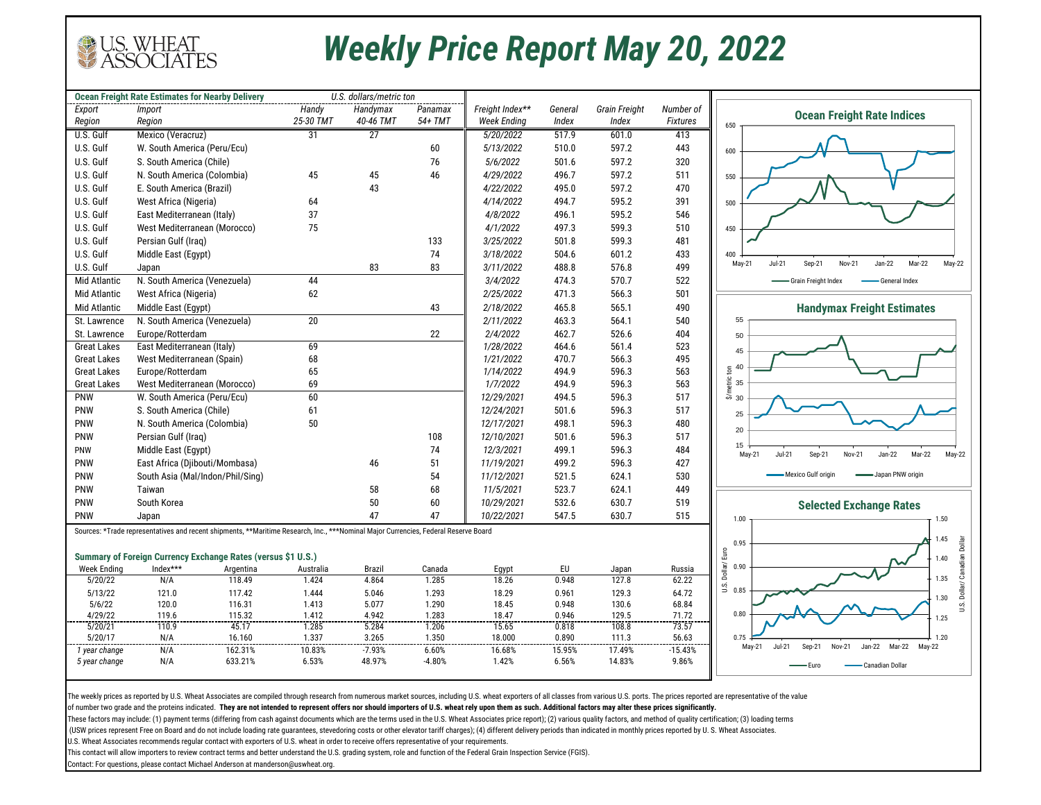# Weekly Price Report May 20, 2022

| Export Region | Import Region | Handy 25-30 TMT | Handymax 40-46 TMT | Panamax 54+ TMT |
|---|---|---|---|---|
| **Ocean Freight Rate Estimates for Nearby Delivery** | | U.S. dollars/metric ton | | |
| U.S. Gulf | Mexico (Veracruz) | 31 | 27 | |
| U.S. Gulf | W. South America (Peru/Ecu) | | | 60 |
| U.S. Gulf | S. South America (Chile) | | | 76 |
| U.S. Gulf | N. South America (Colombia) | 45 | 45 | 46 |
| U.S. Gulf | E. South America (Brazil) | | 43 | |
| U.S. Gulf | West Africa (Nigeria) | 64 | | |
| U.S. Gulf | East Mediterranean (Italy) | 37 | | |
| U.S. Gulf | West Mediterranean (Morocco) | 75 | | |
| U.S. Gulf | Persian Gulf (Iraq) | | | 133 |
| U.S. Gulf | Middle East (Egypt) | | | 74 |
| U.S. Gulf | Japan | | 83 | 83 |
| Mid Atlantic | N. South America (Venezuela) | 44 | | |
| Mid Atlantic | West Africa (Nigeria) | 62 | | |
| Mid Atlantic | Middle East (Egypt) | | | 43 |
| St. Lawrence | N. South America (Venezuela) | 20 | | |
| St. Lawrence | Europe/Rotterdam | | | 22 |
| Great Lakes | East Mediterranean (Italy) | 69 | | |
| Great Lakes | West Mediterranean (Spain) | 68 | | |
| Great Lakes | Europe/Rotterdam | 65 | | |
| Great Lakes | West Mediterranean (Morocco) | 69 | | |
| PNW | W. South America (Peru/Ecu) | 60 | | |
| PNW | S. South America (Chile) | 61 | | |
| PNW | N. South America (Colombia) | 50 | | |
| PNW | Persian Gulf (Iraq) | | | 108 |
| PNW | Middle East (Egypt) | | | 74 |
| PNW | East Africa (Djibouti/Mombasa) | | 46 | 51 |
| PNW | South Asia (Mal/Indon/Phil/Sing) | | | 54 |
| PNW | Taiwan | | 58 | 68 |
| PNW | South Korea | | 50 | 60 |
| PNW | Japan | | 47 | 47 |

| Freight Index** Week Ending | General Index | Grain Freight Index | Number of Fixtures |
|---|---|---|---|
| 5/20/2022 | 517.9 | 601.0 | 413 |
| 5/13/2022 | 510.0 | 597.2 | 443 |
| 5/6/2022 | 501.6 | 597.2 | 320 |
| 4/29/2022 | 496.7 | 597.2 | 511 |
| 4/22/2022 | 495.0 | 597.2 | 470 |
| 4/14/2022 | 494.7 | 595.2 | 391 |
| 4/8/2022 | 496.1 | 595.2 | 546 |
| 4/1/2022 | 497.3 | 599.3 | 510 |
| 3/25/2022 | 501.8 | 599.3 | 481 |
| 3/18/2022 | 504.6 | 601.2 | 433 |
| 3/11/2022 | 488.8 | 576.8 | 499 |
| 3/4/2022 | 474.3 | 570.7 | 522 |
| 2/25/2022 | 471.3 | 566.3 | 501 |
| 2/18/2022 | 465.8 | 565.1 | 490 |
| 2/11/2022 | 463.3 | 564.1 | 540 |
| 2/4/2022 | 462.7 | 526.6 | 404 |
| 1/28/2022 | 464.6 | 561.4 | 523 |
| 1/21/2022 | 470.7 | 566.3 | 495 |
| 1/14/2022 | 494.9 | 596.3 | 563 |
| 1/7/2022 | 494.9 | 596.3 | 563 |
| 12/29/2021 | 494.5 | 596.3 | 517 |
| 12/24/2021 | 501.6 | 596.3 | 517 |
| 12/17/2021 | 498.1 | 596.3 | 480 |
| 12/10/2021 | 501.6 | 596.3 | 517 |
| 12/3/2021 | 499.1 | 596.3 | 484 |
| 11/19/2021 | 499.2 | 596.3 | 427 |
| 11/12/2021 | 521.5 | 624.1 | 530 |
| 11/5/2021 | 523.7 | 624.1 | 449 |
| 10/29/2021 | 532.6 | 630.7 | 519 |
| 10/22/2021 | 547.5 | 630.7 | 515 |

Sources: *Trade representatives and recent shipments, **Maritime Research, Inc., ***Nominal Major Currencies, Federal Reserve Board

### Summary of Foreign Currency Exchange Rates (versus $1 U.S.)

| Week Ending | Index*** | Argentina | Australia | Brazil | Canada | Egypt | EU | Japan | Russia |
|---|---|---|---|---|---|---|---|---|---|
| 5/20/22 | N/A | 118.49 | 1.424 | 4.864 | 1.285 | 18.26 | 0.948 | 127.8 | 62.22 |
| 5/13/22 | 121.0 | 117.42 | 1.444 | 5.046 | 1.293 | 18.29 | 0.961 | 129.3 | 64.72 |
| 5/6/22 | 120.0 | 116.31 | 1.413 | 5.077 | 1.290 | 18.45 | 0.948 | 130.6 | 68.84 |
| 4/29/22 | 119.6 | 115.32 | 1.412 | 4.942 | 1.283 | 18.47 | 0.946 | 129.5 | 71.72 |
| 5/20/21 | 110.9 | 45.17 | 1.285 | 5.284 | 1.206 | 15.65 | 0.818 | 108.8 | 73.57 |
| 5/20/17 | N/A | 16.160 | 1.337 | 3.265 | 1.350 | 18.000 | 0.890 | 111.3 | 56.63 |
| *1 year change* | N/A | 162.31% | 10.83% | -7.93% | 6.60% | 16.68% | 15.95% | 17.49% | -15.43% |
| *5 year change* | N/A | 633.21% | 6.53% | 48.97% | -4.80% | 1.42% | 6.56% | 14.83% | 9.86% |

**Ocean Freight Rate Indices**

Grain Freight Index — General Index

**Handymax Freight Estimates**

Mexico Gulf origin — Japan PNW origin

**Selected Exchange Rates**

Euro — Canadian Dollar

The weekly prices as reported by U.S. Wheat Associates are compiled through research from numerous market sources, including U.S. wheat exporters of all classes from various U.S. ports. The prices reported are representative of the value of number two grade and the proteins indicated. **They are not intended to represent offers nor should importers of U.S. wheat rely upon them as such. Additional factors may alter these prices significantly.**

These factors may include: (1) payment terms (differing from cash against documents which are the terms used in the U.S. Wheat Associates price report); (2) various quality factors, and method of quality certification; (3) loading terms (USW prices represent Free on Board and do not include loading rate guarantees, stevedoring costs or other elevator tariff charges); (4) different delivery periods than indicated in monthly prices reported by U. S. Wheat Associates.

U.S. Wheat Associates recommends regular contact with exporters of U.S. wheat in order to receive offers representative of your requirements.

This contact will allow importers to review contract terms and better understand the U.S. grading system, role and function of the Federal Grain Inspection Service (FGIS).

Contact: For questions, please contact Michael Anderson at manderson@uswheat.org.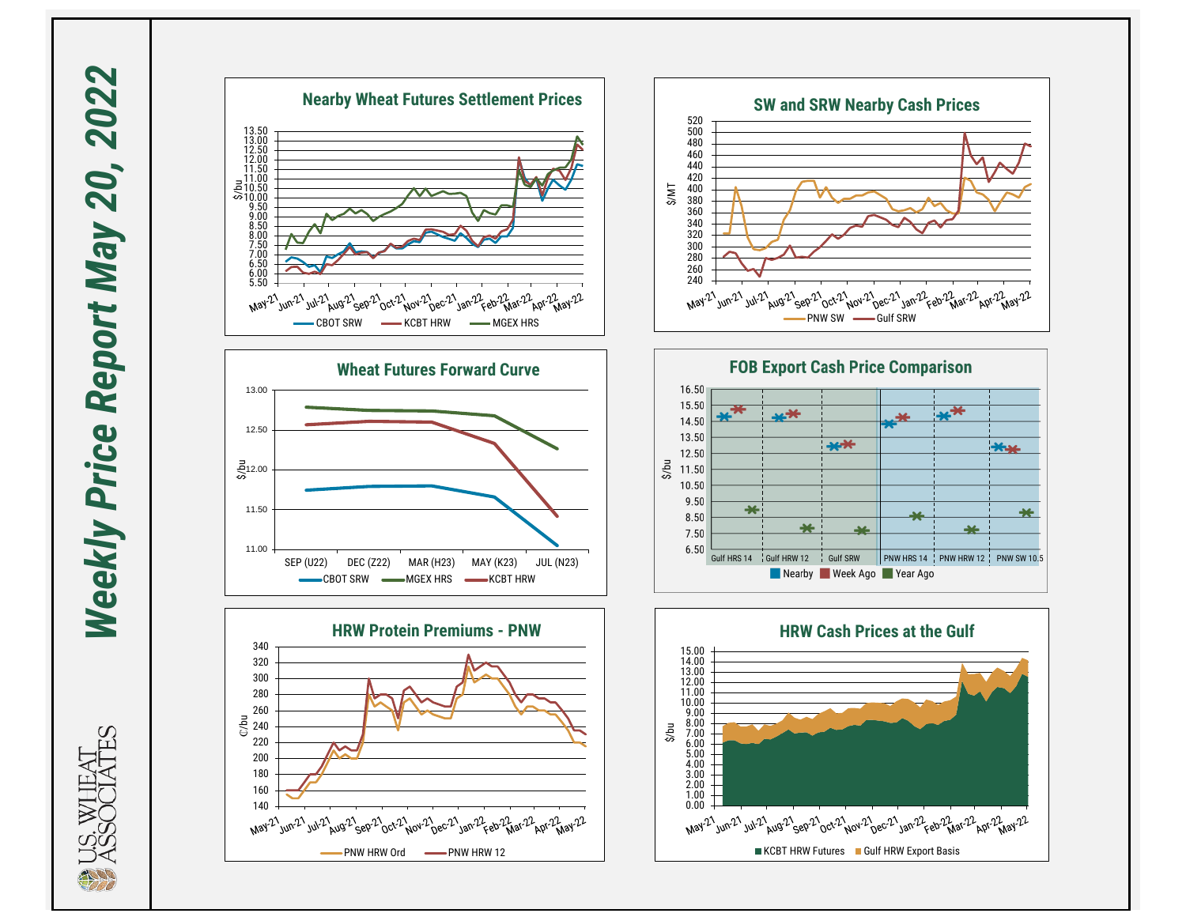# Weekly Price Report May 20, 2022

## Nearby Wheat Futures Settlement Prices

$/bu — CBOT SRW, KCBT HRW, MGEX HRS (May-21 to May-22)

## SW and SRW Nearby Cash Prices

$/MT — PNW SW, Gulf SRW (May-21 to May-22)

## Wheat Futures Forward Curve

$/bu — CBOT SRW, MGEX HRS, KCBT HRW (SEP (U22), DEC (Z22), MAR (H23), MAY (K23), JUL (N23))

## FOB Export Cash Price Comparison

$/bu — Nearby, Week Ago, Year Ago (Gulf HRS 14, Gulf HRW 12, Gulf SRW, PNW HRS 14, PNW HRW 12, PNW SW 10.5)

## HRW Protein Premiums - PNW

¢/bu — PNW HRW Ord, PNW HRW 12 (May-21 to May-22)

## HRW Cash Prices at the Gulf

$/bu — KCBT HRW Futures, Gulf HRW Export Basis (May-21 to May-22)

U.S. WHEAT ASSOCIATES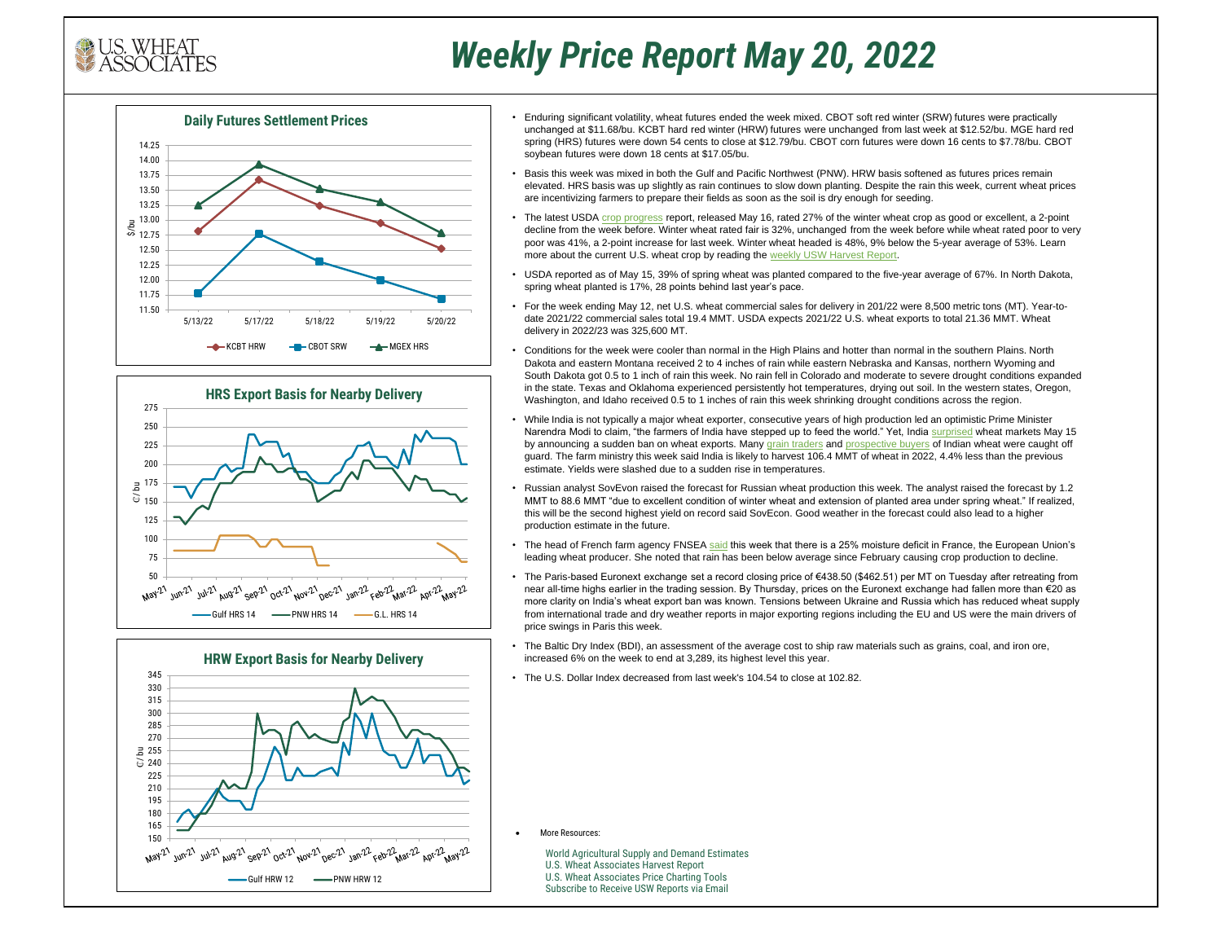# Weekly Price Report May 20, 2022

**Daily Futures Settlement Prices**

14.25
14.00
13.75
13.50
13.25
13.00
12.75
12.50
12.25
12.00
11.75
11.50

$/bu

5/13/22 5/17/22 5/18/22 5/19/22 5/20/22

KCBT HRW — CBOT SRW — MGEX HRS

**HRS Export Basis for Nearby Delivery**

275
250
225
200
175
150
125
100
75
50

¢/bu

May-21 Jun-21 Jul-21 Aug-21 Sep-21 Oct-21 Nov-21 Dec-21 Jan-22 Feb-22 Mar-22 Apr-22 May-22

Gulf HRS 14 — PNW HRS 14 — G.L. HRS 14

**HRW Export Basis for Nearby Delivery**

345
330
315
300
285
270
255
240
225
210
195
180
165
150

¢/bu

May-21 Jun-21 Jul-21 Aug-21 Sep-21 Oct-21 Nov-21 Dec-21 Jan-22 Feb-22 Mar-22 Apr-22 May-22

Gulf HRW 12 — PNW HRW 12

- Enduring significant volatility, wheat futures ended the week mixed. CBOT soft red winter (SRW) futures were practically unchanged at $11.68/bu. KCBT hard red winter (HRW) futures were unchanged from last week at $12.52/bu. MGE hard red spring (HRS) futures were down 54 cents to close at $12.79/bu. CBOT corn futures were down 16 cents to $7.78/bu. CBOT soybean futures were down 18 cents at $17.05/bu.
- Basis this week was mixed in both the Gulf and Pacific Northwest (PNW). HRW basis softened as futures prices remain elevated. HRS basis was up slightly as rain continues to slow down planting. Despite the rain this week, current wheat prices are incentivizing farmers to prepare their fields as soon as the soil is dry enough for seeding.
- The latest USDA crop progress report, released May 16, rated 27% of the winter wheat crop as good or excellent, a 2-point decline from the week before. Winter wheat rated fair is 32%, unchanged from the week before while wheat rated poor to very poor was 41%, a 2-point increase for last week. Winter wheat headed is 48%, 9% below the 5-year average of 53%. Learn more about the current U.S. wheat crop by reading the weekly USW Harvest Report.
- USDA reported as of May 15, 39% of spring wheat was planted compared to the five-year average of 67%. In North Dakota, spring wheat planted is 17%, 28 points behind last year's pace.
- For the week ending May 12, net U.S. wheat commercial sales for delivery in 201/22 were 8,500 metric tons (MT). Year-to-date 2021/22 commercial sales total 19.4 MMT. USDA expects 2021/22 U.S. wheat exports to total 21.36 MMT. Wheat delivery in 2022/23 was 325,600 MT.
- Conditions for the week were cooler than normal in the High Plains and hotter than normal in the southern Plains. North Dakota and eastern Montana received 2 to 4 inches of rain while eastern Nebraska and Kansas, northern Wyoming and South Dakota got 0.5 to 1 inch of rain this week. No rain fell in Colorado and moderate to severe drought conditions expanded in the state. Texas and Oklahoma experienced persistently hot temperatures, drying out soil. In the western states, Oregon, Washington, and Idaho received 0.5 to 1 inches of rain this week shrinking drought conditions across the region.
- While India is not typically a major wheat exporter, consecutive years of high production led an optimistic Prime Minister Narendra Modi to claim, "the farmers of India have stepped up to feed the world." Yet, India surprised wheat markets May 15 by announcing a sudden ban on wheat exports. Many grain traders and prospective buyers of Indian wheat were caught off guard. The farm ministry this week said India is likely to harvest 106.4 MMT of wheat in 2022, 4.4% less than the previous estimate. Yields were slashed due to a sudden rise in temperatures.
- Russian analyst SovEvon raised the forecast for Russian wheat production this week. The analyst raised the forecast by 1.2 MMT to 88.6 MMT "due to excellent condition of winter wheat and extension of planted area under spring wheat." If realized, this will be the second highest yield on record said SovEcon. Good weather in the forecast could also lead to a higher production estimate in the future.
- The head of French farm agency FNSEA said this week that there is a 25% moisture deficit in France, the European Union's leading wheat producer. She noted that rain has been below average since February causing crop production to decline.
- The Paris-based Euronext exchange set a record closing price of €438.50 ($462.51) per MT on Tuesday after retreating from near all-time highs earlier in the trading session. By Thursday, prices on the Euronext exchange had fallen more than €20 as more clarity on India's wheat export ban was known. Tensions between Ukraine and Russia which has reduced wheat supply from international trade and dry weather reports in major exporting regions including the EU and US were the main drivers of price swings in Paris this week.
- The Baltic Dry Index (BDI), an assessment of the average cost to ship raw materials such as grains, coal, and iron ore, increased 6% on the week to end at 3,289, its highest level this year.
- The U.S. Dollar Index decreased from last week's 104.54 to close at 102.82.

- More Resources:

  World Agricultural Supply and Demand Estimates
  U.S. Wheat Associates Harvest Report
  U.S. Wheat Associates Price Charting Tools
  Subscribe to Receive USW Reports via Email